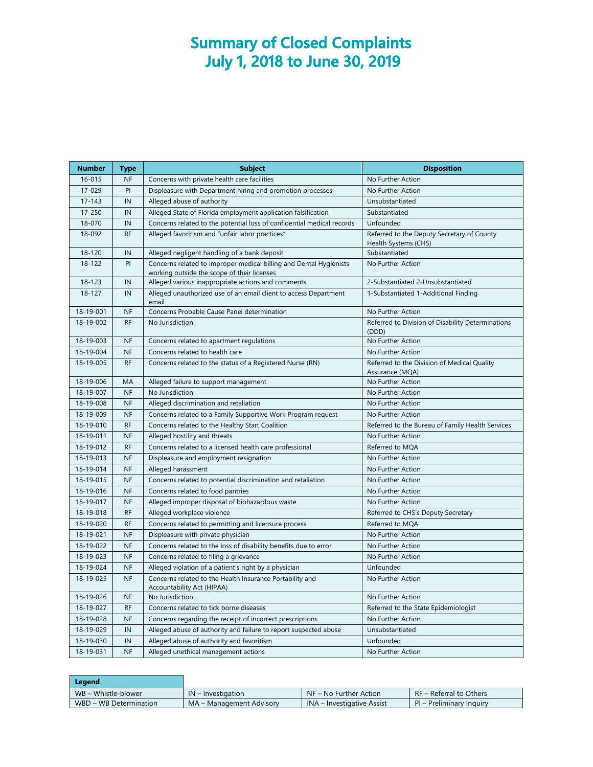# Summary of Closed Complaints
## July 1, 2018 to June 30, 2019

| Number | Type | Subject | Disposition |
|---|---|---|---|
| 16-015 | NF | Concerns with private health care facilities | No Further Action |
| 17-029 | PI | Displeasure with Department hiring and promotion processes | No Further Action |
| 17-143 | IN | Alleged abuse of authority | Unsubstantiated |
| 17-250 | IN | Alleged State of Florida employment application falsification | Substantiated |
| 18-070 | IN | Concerns related to the potential loss of confidential medical records | Unfounded |
| 18-092 | RF | Alleged favoritism and "unfair labor practices" | Referred to the Deputy Secretary of County Health Systems (CHS) |
| 18-120 | IN | Alleged negligent handling of a bank deposit | Substantiated |
| 18-122 | PI | Concerns related to improper medical billing and Dental Hygienists working outside the scope of their licenses | No Further Action |
| 18-123 | IN | Alleged various inappropriate actions and comments | 2-Substantiated 2-Unsubstantiated |
| 18-127 | IN | Alleged unauthorized use of an email client to access Department email | 1-Substantiated 1-Additional Finding |
| 18-19-001 | NF | Concerns Probable Cause Panel determination | No Further Action |
| 18-19-002 | RF | No Jurisdiction | Referred to Division of Disability Determinations (DDD) |
| 18-19-003 | NF | Concerns related to apartment regulations | No Further Action |
| 18-19-004 | NF | Concerns related to health care | No Further Action |
| 18-19-005 | RF | Concerns related to the status of a Registered Nurse (RN) | Referred to the Division of Medical Quality Assurance (MQA) |
| 18-19-006 | MA | Alleged failure to support management | No Further Action |
| 18-19-007 | NF | No Jurisdiction | No Further Action |
| 18-19-008 | NF | Alleged discrimination and retaliation | No Further Action |
| 18-19-009 | NF | Concerns related to a Family Supportive Work Program request | No Further Action |
| 18-19-010 | RF | Concerns related to the Healthy Start Coalition | Referred to the Bureau of Family Health Services |
| 18-19-011 | NF | Alleged hostility and threats | No Further Action |
| 18-19-012 | RF | Concerns related to a licensed health care professional | Referred to MQA |
| 18-19-013 | NF | Displeasure and employment resignation | No Further Action |
| 18-19-014 | NF | Alleged harassment | No Further Action |
| 18-19-015 | NF | Concerns related to potential discrimination and retaliation | No Further Action |
| 18-19-016 | NF | Concerns related to food pantries | No Further Action |
| 18-19-017 | NF | Alleged improper disposal of biohazardous waste | No Further Action |
| 18-19-018 | RF | Alleged workplace violence | Referred to CHS's Deputy Secretary |
| 18-19-020 | RF | Concerns related to permitting and licensure process | Referred to MQA |
| 18-19-021 | NF | Displeasure with private physician | No Further Action |
| 18-19-022 | NF | Concerns related to the loss of disability benefits due to error | No Further Action |
| 18-19-023 | NF | Concerns related to filing a grievance | No Further Action |
| 18-19-024 | NF | Alleged violation of a patient's right by a physician | Unfounded |
| 18-19-025 | NF | Concerns related to the Health Insurance Portability and Accountability Act (HIPAA) | No Further Action |
| 18-19-026 | NF | No Jurisdiction | No Further Action |
| 18-19-027 | RF | Concerns related to tick borne diseases | Referred to the State Epidemiologist |
| 18-19-028 | NF | Concerns regarding the receipt of incorrect prescriptions | No Further Action |
| 18-19-029 | IN | Alleged abuse of authority and failure to report suspected abuse | Unsubstantiated |
| 18-19-030 | IN | Alleged abuse of authority and favoritism | Unfounded |
| 18-19-031 | NF | Alleged unethical management actions | No Further Action |

| Legend | | | |
|---|---|---|---|
| WB – Whistle-blower | IN – Investigation | NF – No Further Action | RF – Referral to Others |
| WBD – WB Determination | MA – Management Advisory | INA – Investigative Assist | PI – Preliminary Inquiry |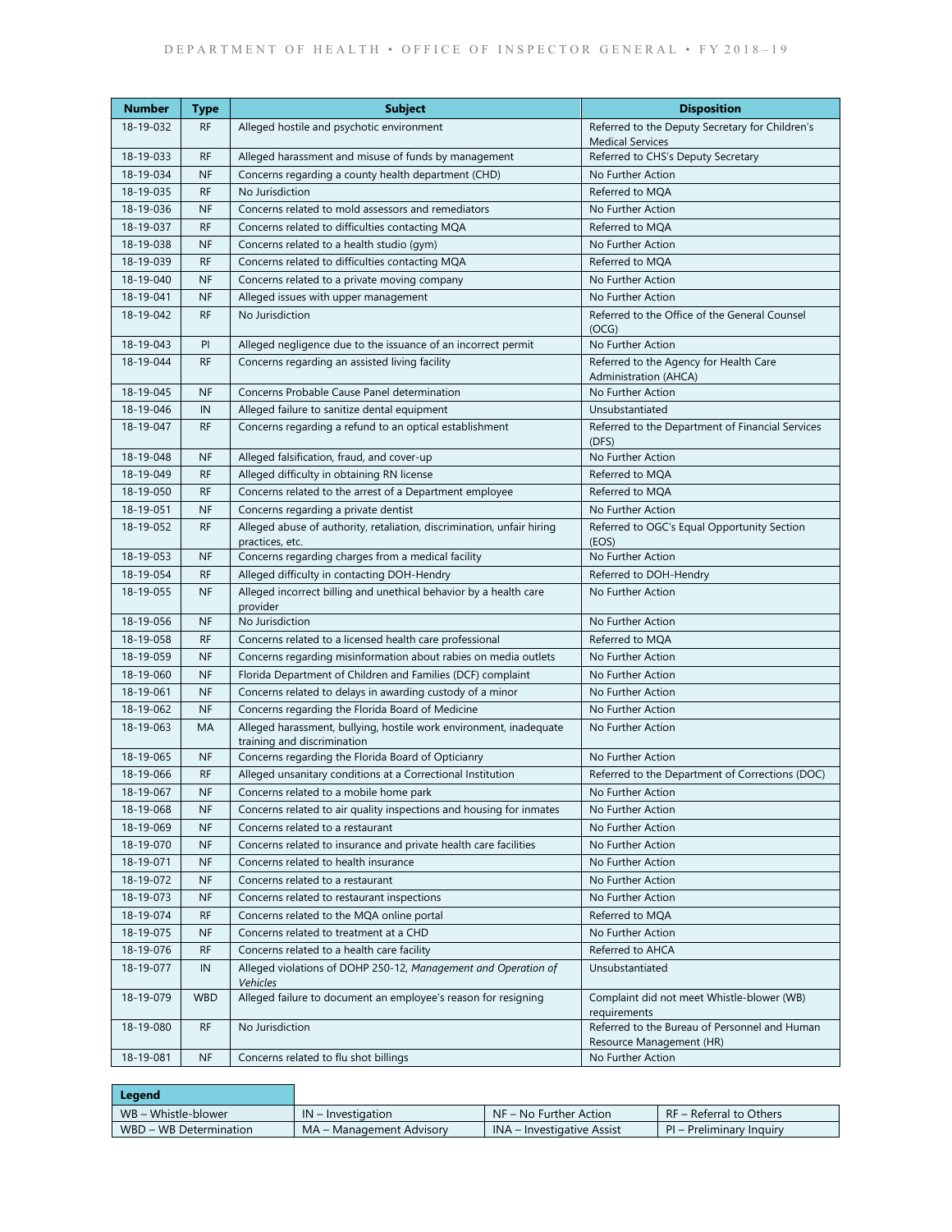| Number | Type | Subject | Disposition |
| --- | --- | --- | --- |
| 18-19-032 | RF | Alleged hostile and psychotic environment | Referred to the Deputy Secretary for Children's Medical Services |
| 18-19-033 | RF | Alleged harassment and misuse of funds by management | Referred to CHS's Deputy Secretary |
| 18-19-034 | NF | Concerns regarding a county health department (CHD) | No Further Action |
| 18-19-035 | RF | No Jurisdiction | Referred to MQA |
| 18-19-036 | NF | Concerns related to mold assessors and remediators | No Further Action |
| 18-19-037 | RF | Concerns related to difficulties contacting MQA | Referred to MQA |
| 18-19-038 | NF | Concerns related to a health studio (gym) | No Further Action |
| 18-19-039 | RF | Concerns related to difficulties contacting MQA | Referred to MQA |
| 18-19-040 | NF | Concerns related to a private moving company | No Further Action |
| 18-19-041 | NF | Alleged issues with upper management | No Further Action |
| 18-19-042 | RF | No Jurisdiction | Referred to the Office of the General Counsel (OCG) |
| 18-19-043 | PI | Alleged negligence due to the issuance of an incorrect permit | No Further Action |
| 18-19-044 | RF | Concerns regarding an assisted living facility | Referred to the Agency for Health Care Administration (AHCA) |
| 18-19-045 | NF | Concerns Probable Cause Panel determination | No Further Action |
| 18-19-046 | IN | Alleged failure to sanitize dental equipment | Unsubstantiated |
| 18-19-047 | RF | Concerns regarding a refund to an optical establishment | Referred to the Department of Financial Services (DFS) |
| 18-19-048 | NF | Alleged falsification, fraud, and cover-up | No Further Action |
| 18-19-049 | RF | Alleged difficulty in obtaining RN license | Referred to MQA |
| 18-19-050 | RF | Concerns related to the arrest of a Department employee | Referred to MQA |
| 18-19-051 | NF | Concerns regarding a private dentist | No Further Action |
| 18-19-052 | RF | Alleged abuse of authority, retaliation, discrimination, unfair hiring practices, etc. | Referred to OGC's Equal Opportunity Section (EOS) |
| 18-19-053 | NF | Concerns regarding charges from a medical facility | No Further Action |
| 18-19-054 | RF | Alleged difficulty in contacting DOH-Hendry | Referred to DOH-Hendry |
| 18-19-055 | NF | Alleged incorrect billing and unethical behavior by a health care provider | No Further Action |
| 18-19-056 | NF | No Jurisdiction | No Further Action |
| 18-19-058 | RF | Concerns related to a licensed health care professional | Referred to MQA |
| 18-19-059 | NF | Concerns regarding misinformation about rabies on media outlets | No Further Action |
| 18-19-060 | NF | Florida Department of Children and Families (DCF) complaint | No Further Action |
| 18-19-061 | NF | Concerns related to delays in awarding custody of a minor | No Further Action |
| 18-19-062 | NF | Concerns regarding the Florida Board of Medicine | No Further Action |
| 18-19-063 | MA | Alleged harassment, bullying, hostile work environment, inadequate training and discrimination | No Further Action |
| 18-19-065 | NF | Concerns regarding the Florida Board of Opticianry | No Further Action |
| 18-19-066 | RF | Alleged unsanitary conditions at a Correctional Institution | Referred to the Department of Corrections (DOC) |
| 18-19-067 | NF | Concerns related to a mobile home park | No Further Action |
| 18-19-068 | NF | Concerns related to air quality inspections and housing for inmates | No Further Action |
| 18-19-069 | NF | Concerns related to a restaurant | No Further Action |
| 18-19-070 | NF | Concerns related to insurance and private health care facilities | No Further Action |
| 18-19-071 | NF | Concerns related to health insurance | No Further Action |
| 18-19-072 | NF | Concerns related to a restaurant | No Further Action |
| 18-19-073 | NF | Concerns related to restaurant inspections | No Further Action |
| 18-19-074 | RF | Concerns related to the MQA online portal | Referred to MQA |
| 18-19-075 | NF | Concerns related to treatment at a CHD | No Further Action |
| 18-19-076 | RF | Concerns related to a health care facility | Referred to AHCA |
| 18-19-077 | IN | Alleged violations of DOHP 250-12, *Management and Operation of Vehicles* | Unsubstantiated |
| 18-19-079 | WBD | Alleged failure to document an employee's reason for resigning | Complaint did not meet Whistle-blower (WB) requirements |
| 18-19-080 | RF | No Jurisdiction | Referred to the Bureau of Personnel and Human Resource Management (HR) |
| 18-19-081 | NF | Concerns related to flu shot billings | No Further Action |

| Legend | | | |
| --- | --- | --- | --- |
| WB – Whistle-blower | IN – Investigation | NF – No Further Action | RF – Referral to Others |
| WBD – WB Determination | MA – Management Advisory | INA – Investigative Assist | PI – Preliminary Inquiry |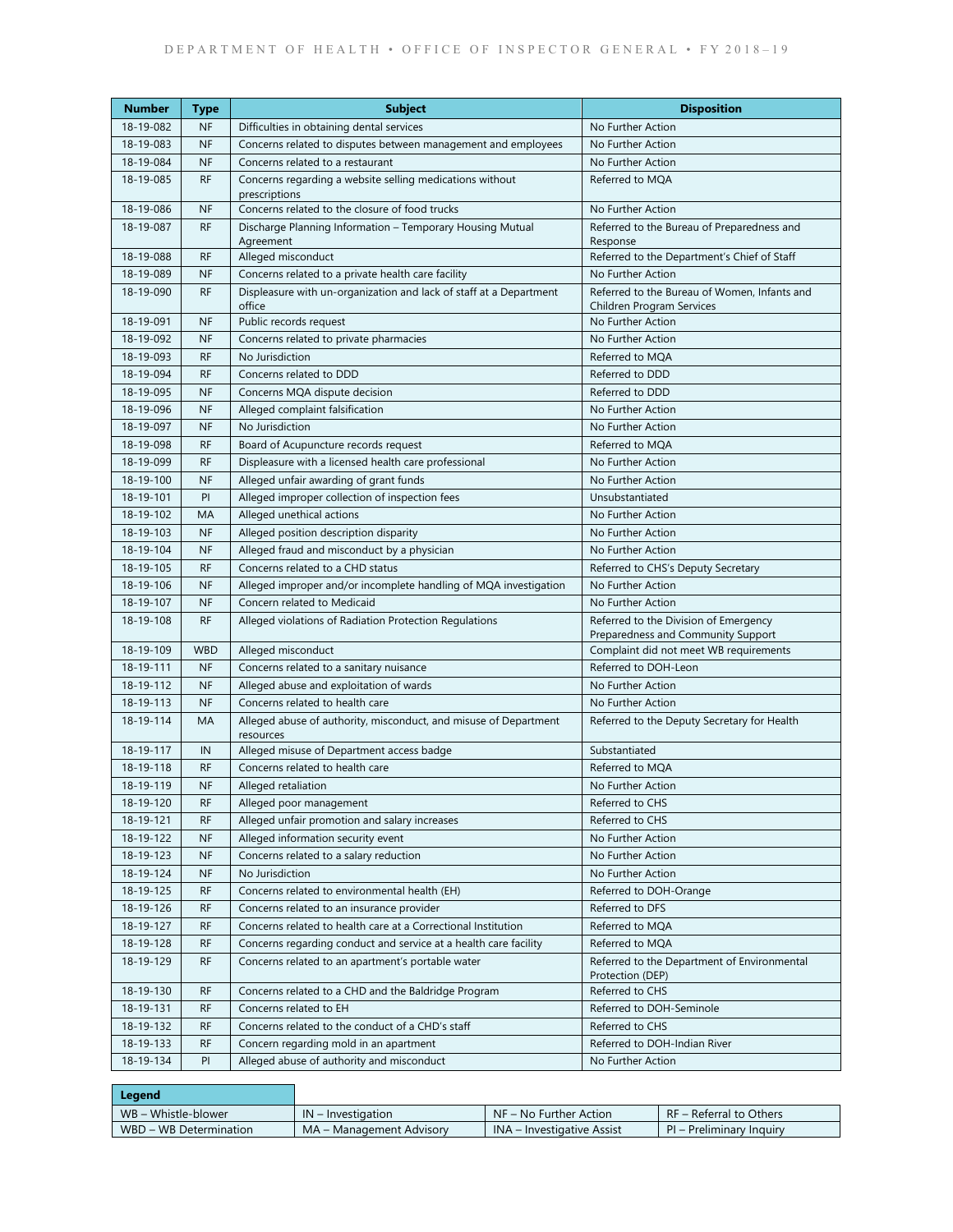| Number | Type | Subject | Disposition |
| --- | --- | --- | --- |
| 18-19-082 | NF | Difficulties in obtaining dental services | No Further Action |
| 18-19-083 | NF | Concerns related to disputes between management and employees | No Further Action |
| 18-19-084 | NF | Concerns related to a restaurant | No Further Action |
| 18-19-085 | RF | Concerns regarding a website selling medications without prescriptions | Referred to MQA |
| 18-19-086 | NF | Concerns related to the closure of food trucks | No Further Action |
| 18-19-087 | RF | Discharge Planning Information – Temporary Housing Mutual Agreement | Referred to the Bureau of Preparedness and Response |
| 18-19-088 | RF | Alleged misconduct | Referred to the Department's Chief of Staff |
| 18-19-089 | NF | Concerns related to a private health care facility | No Further Action |
| 18-19-090 | RF | Displeasure with un-organization and lack of staff at a Department office | Referred to the Bureau of Women, Infants and Children Program Services |
| 18-19-091 | NF | Public records request | No Further Action |
| 18-19-092 | NF | Concerns related to private pharmacies | No Further Action |
| 18-19-093 | RF | No Jurisdiction | Referred to MQA |
| 18-19-094 | RF | Concerns related to DDD | Referred to DDD |
| 18-19-095 | NF | Concerns MQA dispute decision | Referred to DDD |
| 18-19-096 | NF | Alleged complaint falsification | No Further Action |
| 18-19-097 | NF | No Jurisdiction | No Further Action |
| 18-19-098 | RF | Board of Acupuncture records request | Referred to MQA |
| 18-19-099 | RF | Displeasure with a licensed health care professional | No Further Action |
| 18-19-100 | NF | Alleged unfair awarding of grant funds | No Further Action |
| 18-19-101 | PI | Alleged improper collection of inspection fees | Unsubstantiated |
| 18-19-102 | MA | Alleged unethical actions | No Further Action |
| 18-19-103 | NF | Alleged position description disparity | No Further Action |
| 18-19-104 | NF | Alleged fraud and misconduct by a physician | No Further Action |
| 18-19-105 | RF | Concerns related to a CHD status | Referred to CHS's Deputy Secretary |
| 18-19-106 | NF | Alleged improper and/or incomplete handling of MQA investigation | No Further Action |
| 18-19-107 | NF | Concern related to Medicaid | No Further Action |
| 18-19-108 | RF | Alleged violations of Radiation Protection Regulations | Referred to the Division of Emergency Preparedness and Community Support |
| 18-19-109 | WBD | Alleged misconduct | Complaint did not meet WB requirements |
| 18-19-111 | NF | Concerns related to a sanitary nuisance | Referred to DOH-Leon |
| 18-19-112 | NF | Alleged abuse and exploitation of wards | No Further Action |
| 18-19-113 | NF | Concerns related to health care | No Further Action |
| 18-19-114 | MA | Alleged abuse of authority, misconduct, and misuse of Department resources | Referred to the Deputy Secretary for Health |
| 18-19-117 | IN | Alleged misuse of Department access badge | Substantiated |
| 18-19-118 | RF | Concerns related to health care | Referred to MQA |
| 18-19-119 | NF | Alleged retaliation | No Further Action |
| 18-19-120 | RF | Alleged poor management | Referred to CHS |
| 18-19-121 | RF | Alleged unfair promotion and salary increases | Referred to CHS |
| 18-19-122 | NF | Alleged information security event | No Further Action |
| 18-19-123 | NF | Concerns related to a salary reduction | No Further Action |
| 18-19-124 | NF | No Jurisdiction | No Further Action |
| 18-19-125 | RF | Concerns related to environmental health (EH) | Referred to DOH-Orange |
| 18-19-126 | RF | Concerns related to an insurance provider | Referred to DFS |
| 18-19-127 | RF | Concerns related to health care at a Correctional Institution | Referred to MQA |
| 18-19-128 | RF | Concerns regarding conduct and service at a health care facility | Referred to MQA |
| 18-19-129 | RF | Concerns related to an apartment's portable water | Referred to the Department of Environmental Protection (DEP) |
| 18-19-130 | RF | Concerns related to a CHD and the Baldridge Program | Referred to CHS |
| 18-19-131 | RF | Concerns related to EH | Referred to DOH-Seminole |
| 18-19-132 | RF | Concerns related to the conduct of a CHD's staff | Referred to CHS |
| 18-19-133 | RF | Concern regarding mold in an apartment | Referred to DOH-Indian River |
| 18-19-134 | PI | Alleged abuse of authority and misconduct | No Further Action |

| Legend | | | |
| --- | --- | --- | --- |
| WB – Whistle-blower | IN – Investigation | NF – No Further Action | RF – Referral to Others |
| WBD – WB Determination | MA – Management Advisory | INA – Investigative Assist | PI – Preliminary Inquiry |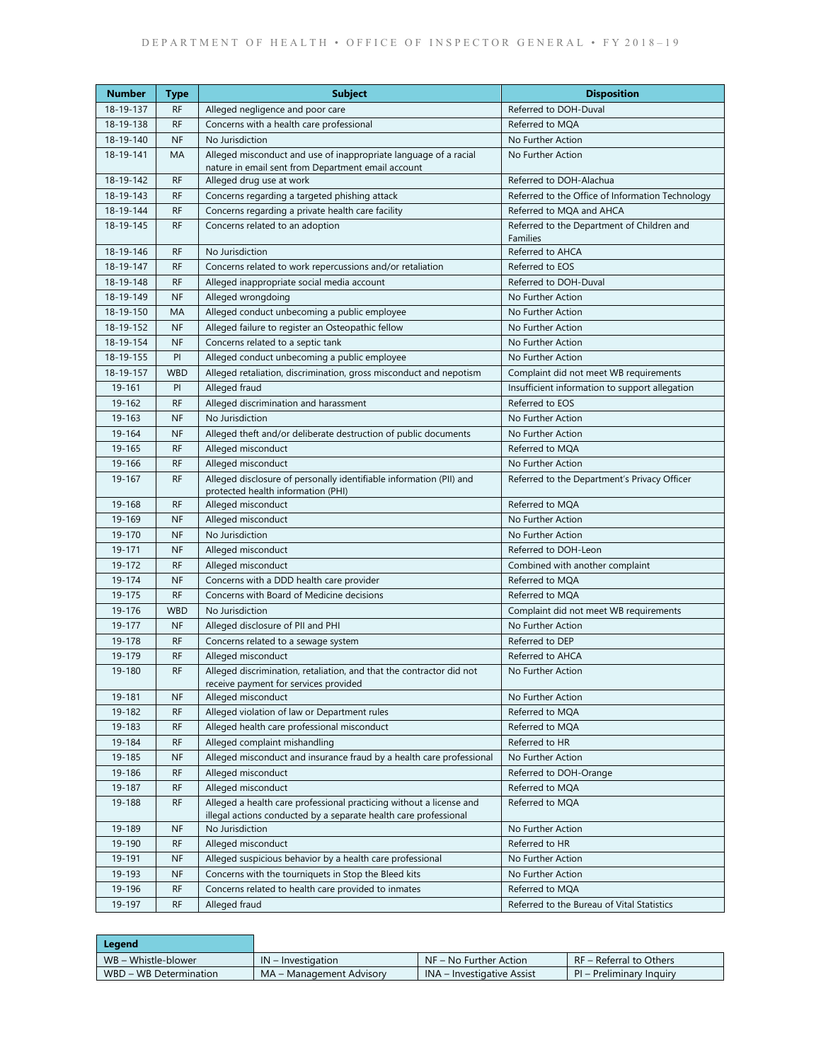| Number | Type | Subject | Disposition |
| --- | --- | --- | --- |
| 18-19-137 | RF | Alleged negligence and poor care | Referred to DOH-Duval |
| 18-19-138 | RF | Concerns with a health care professional | Referred to MQA |
| 18-19-140 | NF | No Jurisdiction | No Further Action |
| 18-19-141 | MA | Alleged misconduct and use of inappropriate language of a racial nature in email sent from Department email account | No Further Action |
| 18-19-142 | RF | Alleged drug use at work | Referred to DOH-Alachua |
| 18-19-143 | RF | Concerns regarding a targeted phishing attack | Referred to the Office of Information Technology |
| 18-19-144 | RF | Concerns regarding a private health care facility | Referred to MQA and AHCA |
| 18-19-145 | RF | Concerns related to an adoption | Referred to the Department of Children and Families |
| 18-19-146 | RF | No Jurisdiction | Referred to AHCA |
| 18-19-147 | RF | Concerns related to work repercussions and/or retaliation | Referred to EOS |
| 18-19-148 | RF | Alleged inappropriate social media account | Referred to DOH-Duval |
| 18-19-149 | NF | Alleged wrongdoing | No Further Action |
| 18-19-150 | MA | Alleged conduct unbecoming a public employee | No Further Action |
| 18-19-152 | NF | Alleged failure to register an Osteopathic fellow | No Further Action |
| 18-19-154 | NF | Concerns related to a septic tank | No Further Action |
| 18-19-155 | PI | Alleged conduct unbecoming a public employee | No Further Action |
| 18-19-157 | WBD | Alleged retaliation, discrimination, gross misconduct and nepotism | Complaint did not meet WB requirements |
| 19-161 | PI | Alleged fraud | Insufficient information to support allegation |
| 19-162 | RF | Alleged discrimination and harassment | Referred to EOS |
| 19-163 | NF | No Jurisdiction | No Further Action |
| 19-164 | NF | Alleged theft and/or deliberate destruction of public documents | No Further Action |
| 19-165 | RF | Alleged misconduct | Referred to MQA |
| 19-166 | RF | Alleged misconduct | No Further Action |
| 19-167 | RF | Alleged disclosure of personally identifiable information (PII) and protected health information (PHI) | Referred to the Department's Privacy Officer |
| 19-168 | RF | Alleged misconduct | Referred to MQA |
| 19-169 | NF | Alleged misconduct | No Further Action |
| 19-170 | NF | No Jurisdiction | No Further Action |
| 19-171 | NF | Alleged misconduct | Referred to DOH-Leon |
| 19-172 | RF | Alleged misconduct | Combined with another complaint |
| 19-174 | NF | Concerns with a DDD health care provider | Referred to MQA |
| 19-175 | RF | Concerns with Board of Medicine decisions | Referred to MQA |
| 19-176 | WBD | No Jurisdiction | Complaint did not meet WB requirements |
| 19-177 | NF | Alleged disclosure of PII and PHI | No Further Action |
| 19-178 | RF | Concerns related to a sewage system | Referred to DEP |
| 19-179 | RF | Alleged misconduct | Referred to AHCA |
| 19-180 | RF | Alleged discrimination, retaliation, and that the contractor did not receive payment for services provided | No Further Action |
| 19-181 | NF | Alleged misconduct | No Further Action |
| 19-182 | RF | Alleged violation of law or Department rules | Referred to MQA |
| 19-183 | RF | Alleged health care professional misconduct | Referred to MQA |
| 19-184 | RF | Alleged complaint mishandling | Referred to HR |
| 19-185 | NF | Alleged misconduct and insurance fraud by a health care professional | No Further Action |
| 19-186 | RF | Alleged misconduct | Referred to DOH-Orange |
| 19-187 | RF | Alleged misconduct | Referred to MQA |
| 19-188 | RF | Alleged a health care professional practicing without a license and illegal actions conducted by a separate health care professional | Referred to MQA |
| 19-189 | NF | No Jurisdiction | No Further Action |
| 19-190 | RF | Alleged misconduct | Referred to HR |
| 19-191 | NF | Alleged suspicious behavior by a health care professional | No Further Action |
| 19-193 | NF | Concerns with the tourniquets in Stop the Bleed kits | No Further Action |
| 19-196 | RF | Concerns related to health care provided to inmates | Referred to MQA |
| 19-197 | RF | Alleged fraud | Referred to the Bureau of Vital Statistics |

| Legend | | | |
| --- | --- | --- | --- |
| WB – Whistle-blower | IN – Investigation | NF – No Further Action | RF – Referral to Others |
| WBD – WB Determination | MA – Management Advisory | INA – Investigative Assist | PI – Preliminary Inquiry |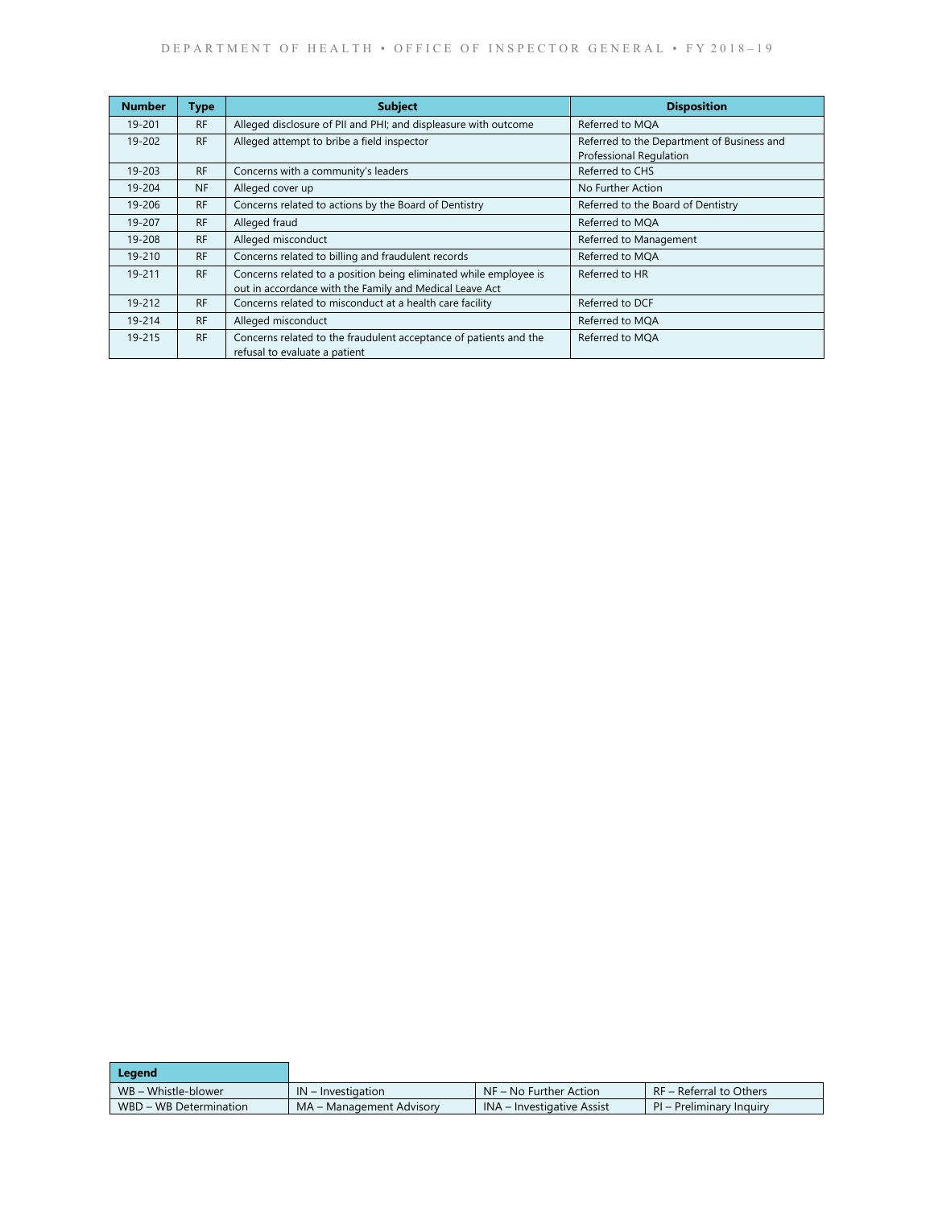| Number | Type | Subject | Disposition |
| --- | --- | --- | --- |
| 19-201 | RF | Alleged disclosure of PII and PHI; and displeasure with outcome | Referred to MQA |
| 19-202 | RF | Alleged attempt to bribe a field inspector | Referred to the Department of Business and Professional Regulation |
| 19-203 | RF | Concerns with a community's leaders | Referred to CHS |
| 19-204 | NF | Alleged cover up | No Further Action |
| 19-206 | RF | Concerns related to actions by the Board of Dentistry | Referred to the Board of Dentistry |
| 19-207 | RF | Alleged fraud | Referred to MQA |
| 19-208 | RF | Alleged misconduct | Referred to Management |
| 19-210 | RF | Concerns related to billing and fraudulent records | Referred to MQA |
| 19-211 | RF | Concerns related to a position being eliminated while employee is out in accordance with the Family and Medical Leave Act | Referred to HR |
| 19-212 | RF | Concerns related to misconduct at a health care facility | Referred to DCF |
| 19-214 | RF | Alleged misconduct | Referred to MQA |
| 19-215 | RF | Concerns related to the fraudulent acceptance of patients and the refusal to evaluate a patient | Referred to MQA |

| Legend | | | |
| --- | --- | --- | --- |
| WB – Whistle-blower | IN – Investigation | NF – No Further Action | RF – Referral to Others |
| WBD – WB Determination | MA – Management Advisory | INA – Investigative Assist | PI – Preliminary Inquiry |